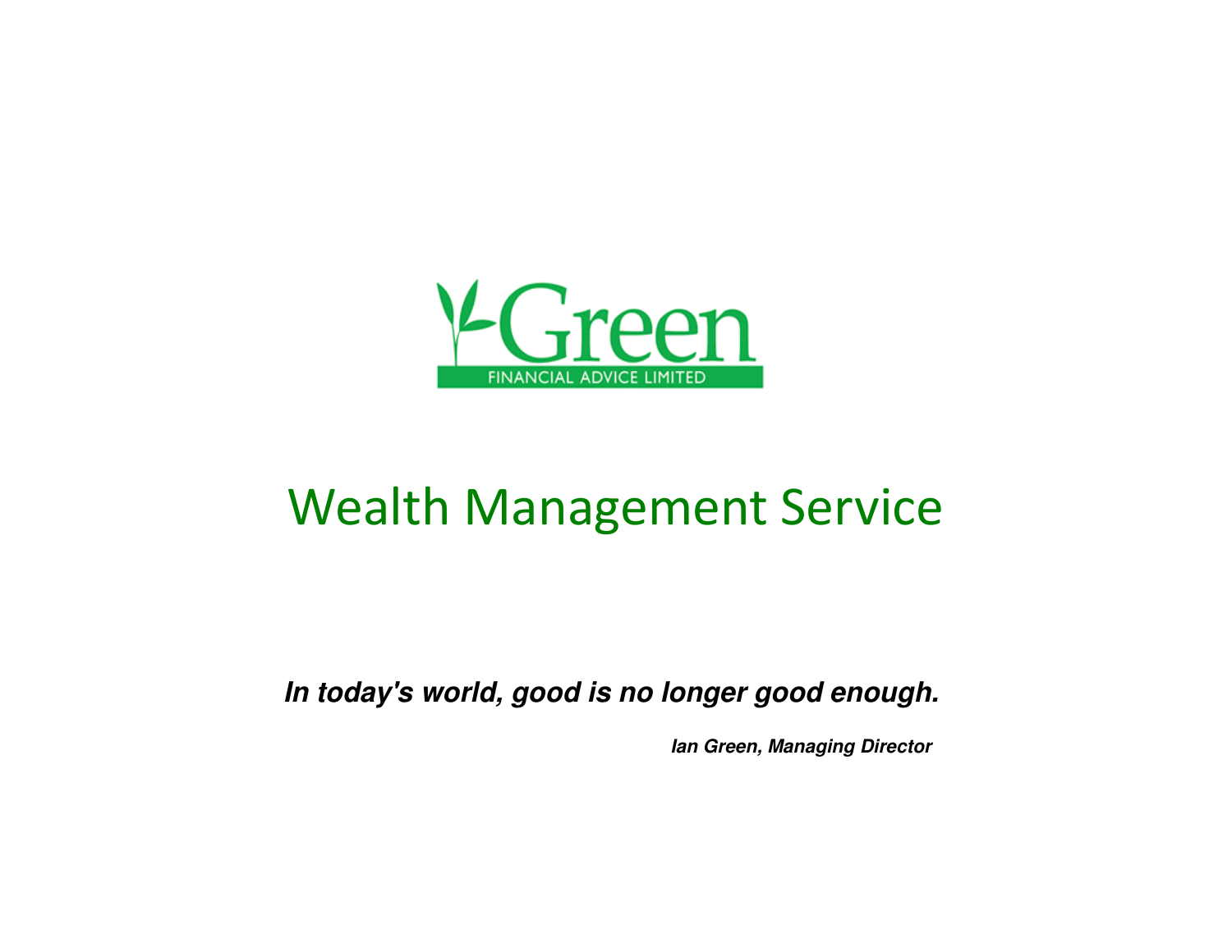Green

FINANCIAL ADVICE LIMITED

# Wealth Management Service

***In today's world, good is no longer good enough.***

***Ian Green, Managing Director***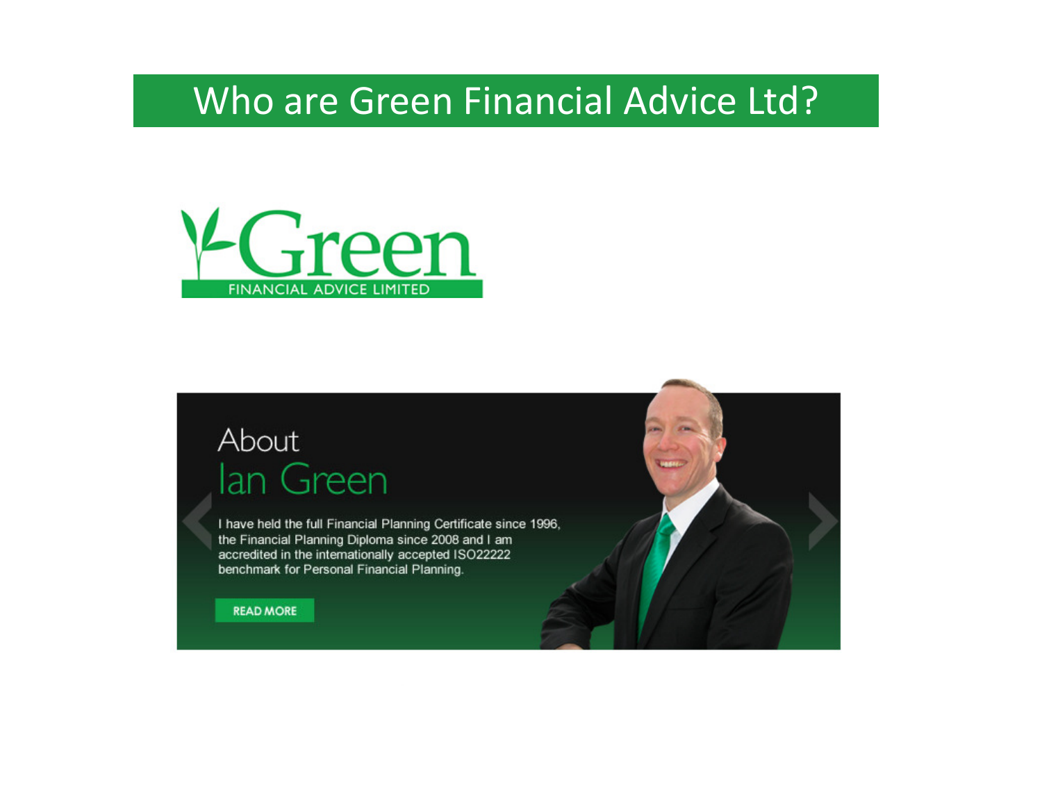# Who are Green Financial Advice Ltd?

Green

FINANCIAL ADVICE LIMITED

About

Ian Green

I have held the full Financial Planning Certificate since 1996, the Financial Planning Diploma since 2008 and I am accredited in the internationally accepted ISO22222 benchmark for Personal Financial Planning.

READ MORE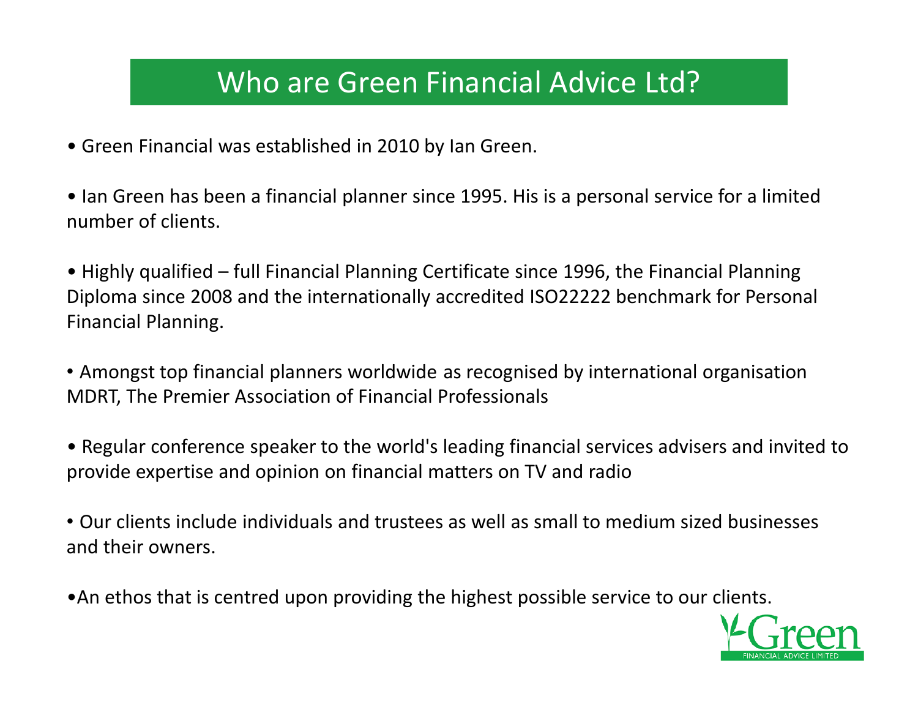# Who are Green Financial Advice Ltd?

- Green Financial was established in 2010 by Ian Green.

- Ian Green has been a financial planner since 1995. His is a personal service for a limited number of clients.

- Highly qualified – full Financial Planning Certificate since 1996, the Financial Planning Diploma since 2008 and the internationally accredited ISO22222 benchmark for Personal Financial Planning.

- Amongst top financial planners worldwide as recognised by international organisation MDRT, The Premier Association of Financial Professionals

- Regular conference speaker to the world's leading financial services advisers and invited to provide expertise and opinion on financial matters on TV and radio

- Our clients include individuals and trustees as well as small to medium sized businesses and their owners.

- An ethos that is centred upon providing the highest possible service to our clients.

Green
FINANCIAL ADVICE LIMITED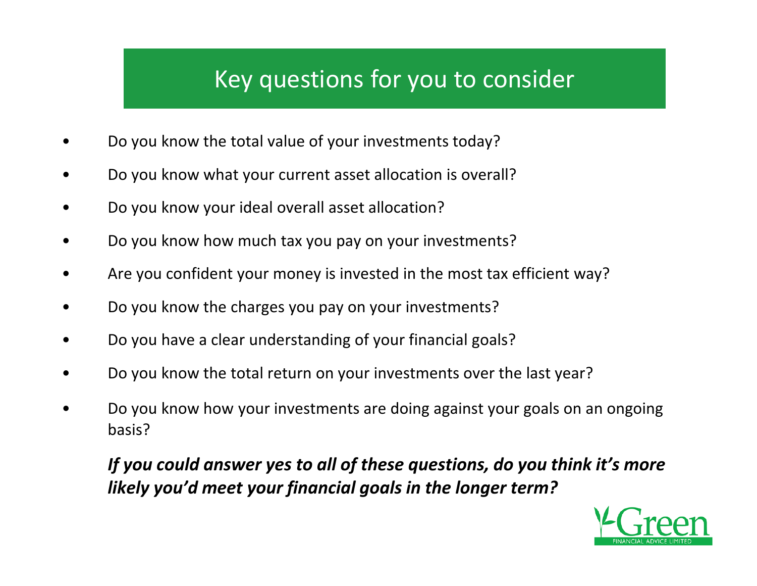# Key questions for you to consider

- Do you know the total value of your investments today?
- Do you know what your current asset allocation is overall?
- Do you know your ideal overall asset allocation?
- Do you know how much tax you pay on your investments?
- Are you confident your money is invested in the most tax efficient way?
- Do you know the charges you pay on your investments?
- Do you have a clear understanding of your financial goals?
- Do you know the total return on your investments over the last year?
- Do you know how your investments are doing against your goals on an ongoing basis?

***If you could answer yes to all of these questions, do you think it's more likely you'd meet your financial goals in the longer term?***

Green FINANCIAL ADVICE LIMITED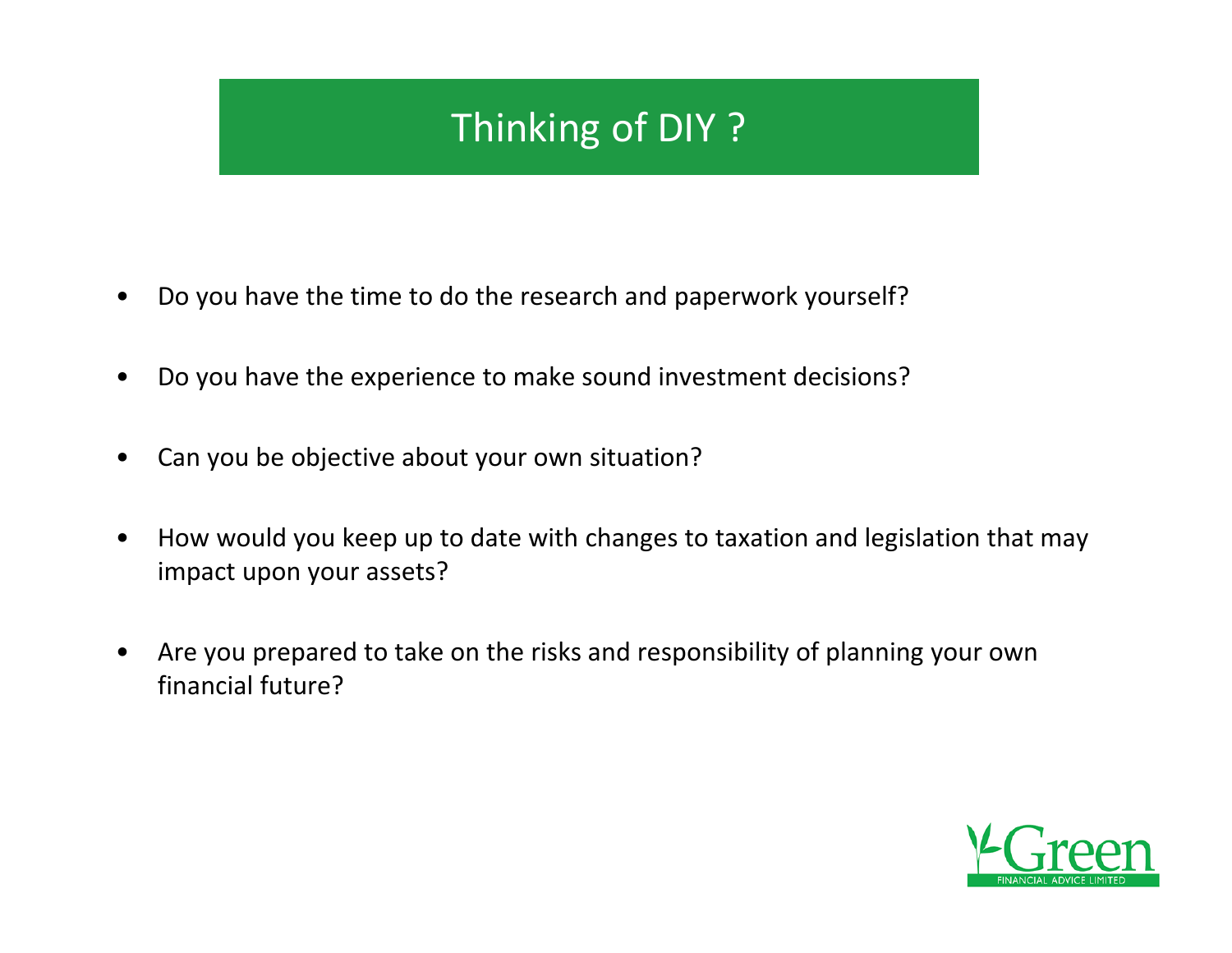# Thinking of DIY ?

- Do you have the time to do the research and paperwork yourself?
- Do you have the experience to make sound investment decisions?
- Can you be objective about your own situation?
- How would you keep up to date with changes to taxation and legislation that may impact upon your assets?
- Are you prepared to take on the risks and responsibility of planning your own financial future?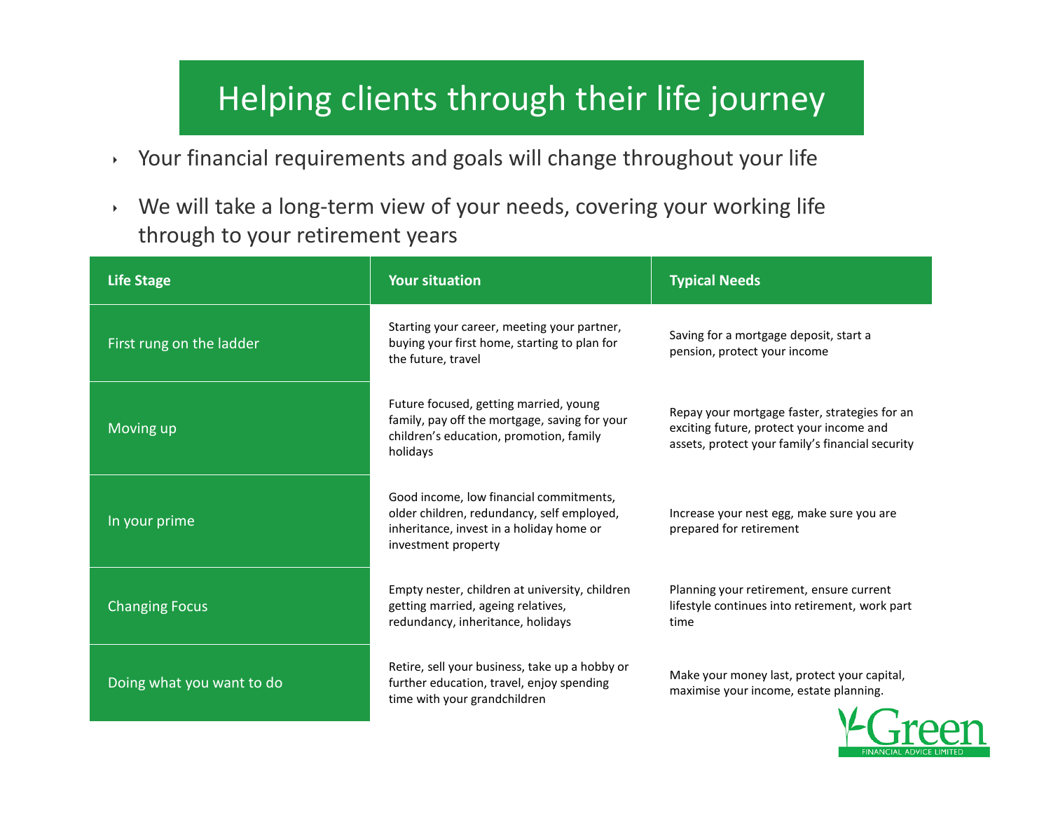# Helping clients through their life journey

- Your financial requirements and goals will change throughout your life
- We will take a long-term view of your needs, covering your working life through to your retirement years

| Life Stage | Your situation | Typical Needs |
|---|---|---|
| First rung on the ladder | Starting your career, meeting your partner, buying your first home, starting to plan for the future, travel | Saving for a mortgage deposit, start a pension, protect your income |
| Moving up | Future focused, getting married, young family, pay off the mortgage, saving for your children's education, promotion, family holidays | Repay your mortgage faster, strategies for an exciting future, protect your income and assets, protect your family's financial security |
| In your prime | Good income, low financial commitments, older children, redundancy, self employed, inheritance, invest in a holiday home or investment property | Increase your nest egg, make sure you are prepared for retirement |
| Changing Focus | Empty nester, children at university, children getting married, ageing relatives, redundancy, inheritance, holidays | Planning your retirement, ensure current lifestyle continues into retirement, work part time |
| Doing what you want to do | Retire, sell your business, take up a hobby or further education, travel, enjoy spending time with your grandchildren | Make your money last, protect your capital, maximise your income, estate planning. |

Green
FINANCIAL ADVICE LIMITED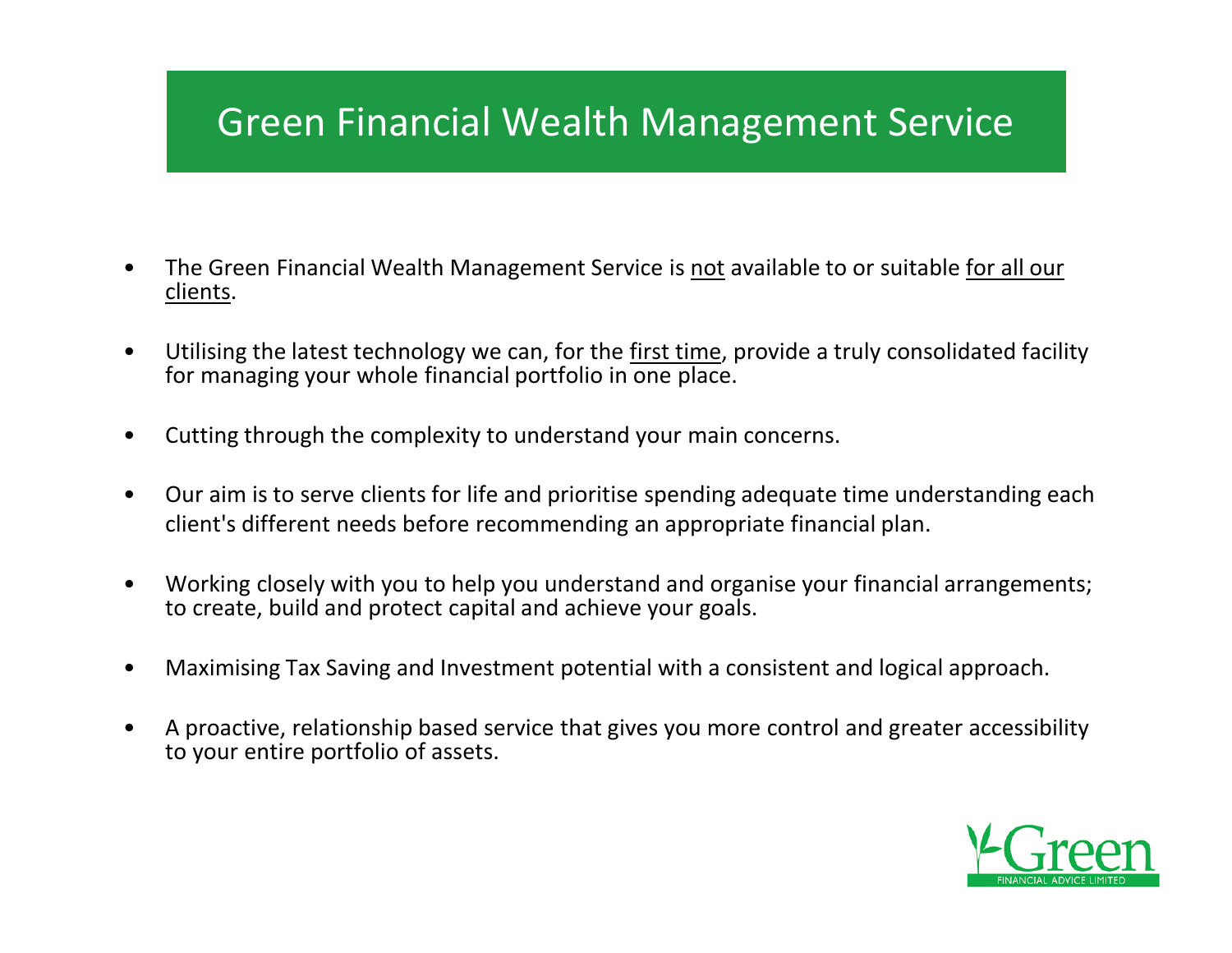# Green Financial Wealth Management Service

- The Green Financial Wealth Management Service is <u>not</u> available to or suitable <u>for all our clients</u>.
- Utilising the latest technology we can, for the <u>first time</u>, provide a truly consolidated facility for managing your whole financial portfolio in one place.
- Cutting through the complexity to understand your main concerns.
- Our aim is to serve clients for life and prioritise spending adequate time understanding each client's different needs before recommending an appropriate financial plan.
- Working closely with you to help you understand and organise your financial arrangements; to create, build and protect capital and achieve your goals.
- Maximising Tax Saving and Investment potential with a consistent and logical approach.
- A proactive, relationship based service that gives you more control and greater accessibility to your entire portfolio of assets.

Green
FINANCIAL ADVICE LIMITED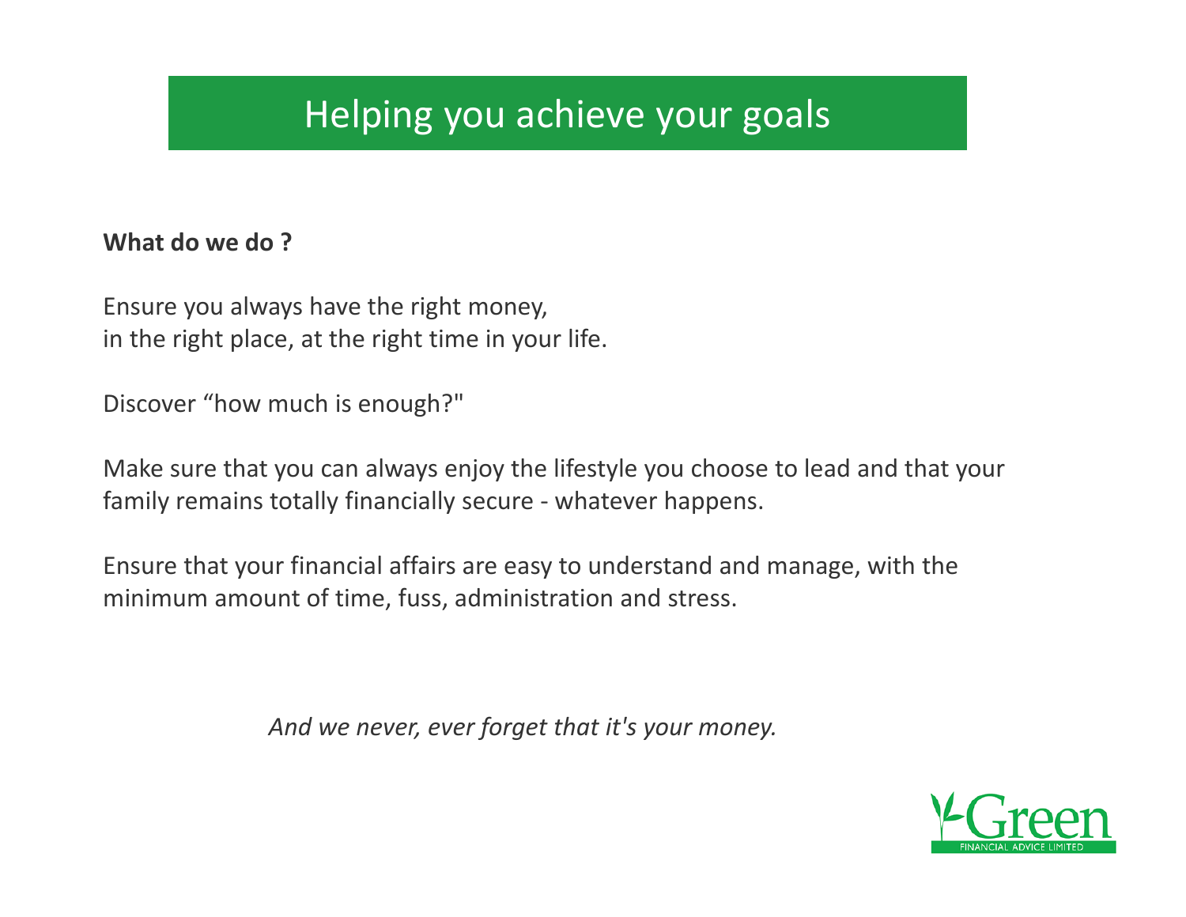# Helping you achieve your goals

**What do we do ?**

Ensure you always have the right money,
in the right place, at the right time in your life.

Discover “how much is enough?"

Make sure that you can always enjoy the lifestyle you choose to lead and that your family remains totally financially secure - whatever happens.

Ensure that your financial affairs are easy to understand and manage, with the minimum amount of time, fuss, administration and stress.

*And we never, ever forget that it's your money.*

Green
FINANCIAL ADVICE LIMITED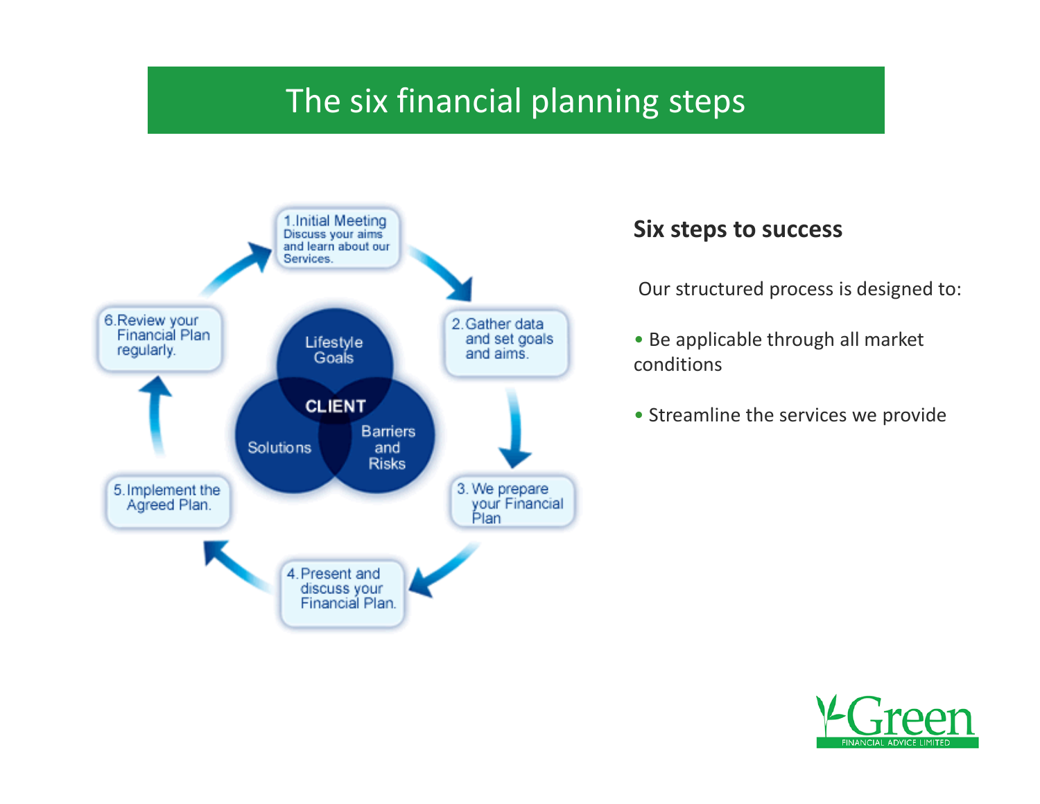# The six financial planning steps

1. Initial Meeting
   Discuss your aims and learn about our Services.
2. Gather data and set goals and aims.
3. We prepare your Financial Plan
4. Present and discuss your Financial Plan.
5. Implement the Agreed Plan.
6. Review your Financial Plan regularly.

Lifestyle Goals

CLIENT

Solutions

Barriers and Risks

## Six steps to success

Our structured process is designed to:

- Be applicable through all market conditions
- Streamline the services we provide

Green FINANCIAL ADVICE LIMITED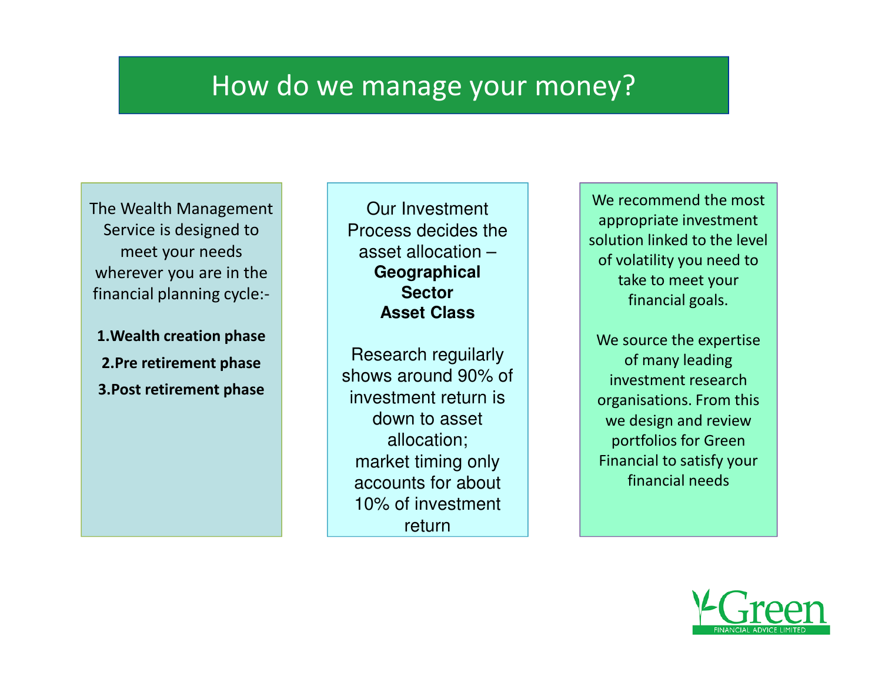# How do we manage your money?

The Wealth Management Service is designed to meet your needs wherever you are in the financial planning cycle:-

1. **Wealth creation phase**
2. **Pre retirement phase**
3. **Post retirement phase**

Our Investment Process decides the asset allocation –
**Geographical**
**Sector**
**Asset Class**

Research reguilarly shows around 90% of investment return is down to asset allocation; market timing only accounts for about 10% of investment return

We recommend the most appropriate investment solution linked to the level of volatility you need to take to meet your financial goals.

We source the expertise of many leading investment research organisations. From this we design and review portfolios for Green Financial to satisfy your financial needs

Green FINANCIAL ADVICE LIMITED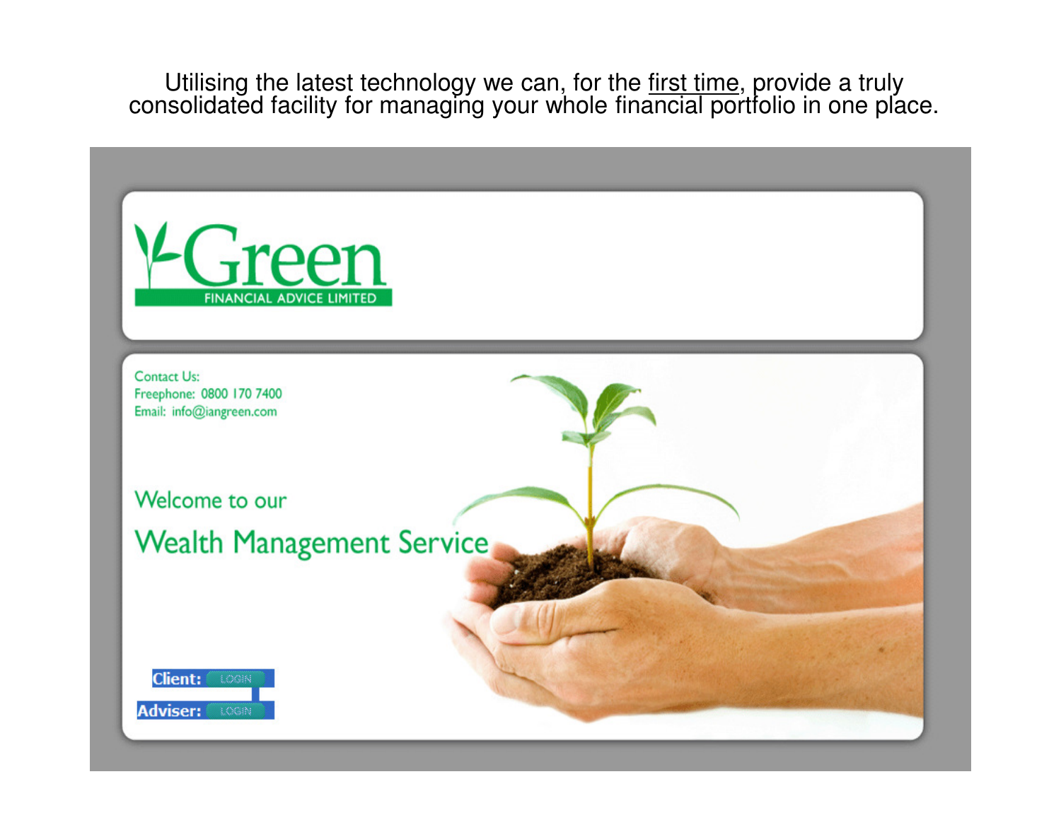Utilising the latest technology we can, for the <u>first time</u>, provide a truly consolidated facility for managing your whole financial portfolio in one place.

Green

FINANCIAL ADVICE LIMITED

Contact Us:
Freephone: 0800 170 7400
Email: info@iangreen.com

Welcome to our

Wealth Management Service

**Client:** LOGIN

**Adviser:** LOGIN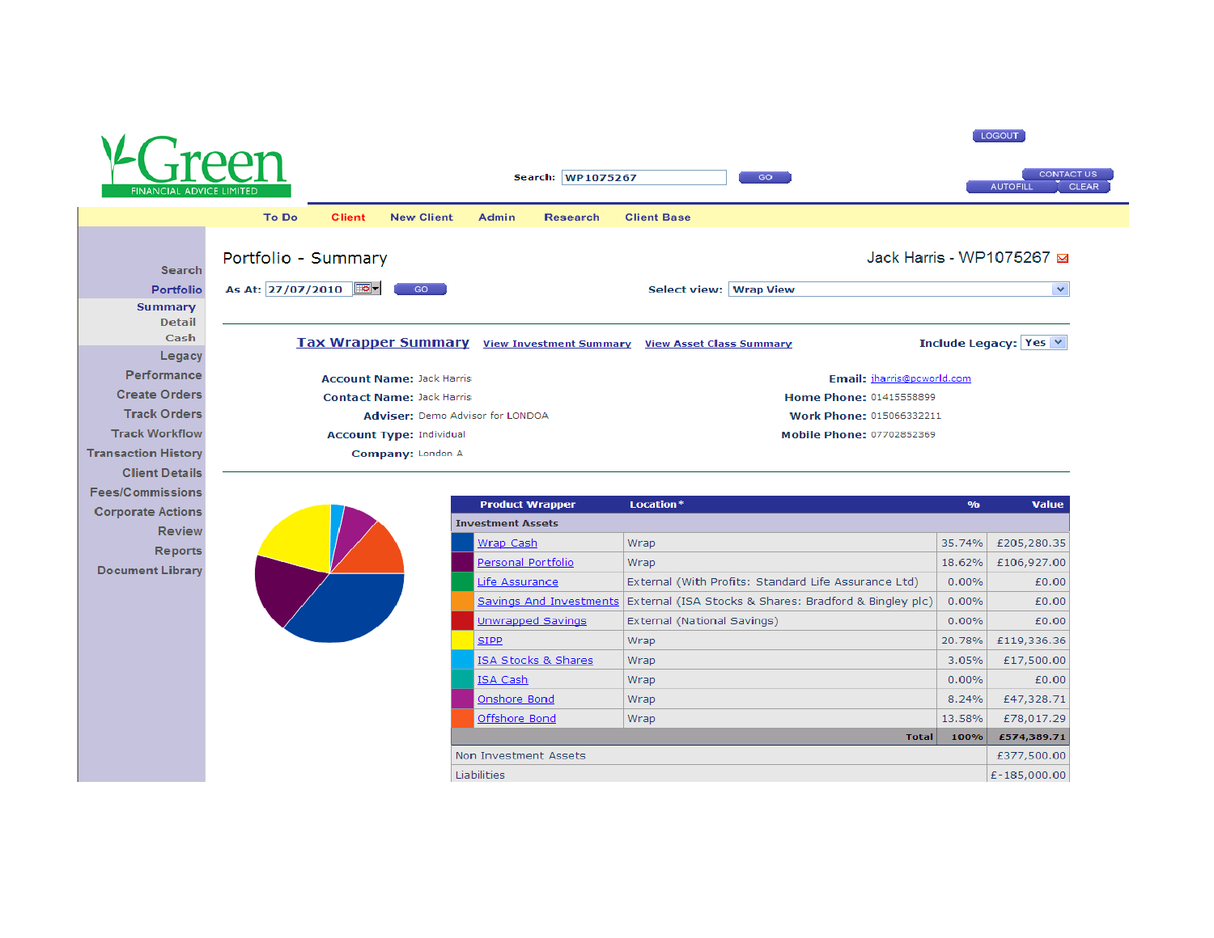LOGOUT

Green FINANCIAL ADVICE LIMITED

Search: WP1075267 GO

CONTACT US
AUTOFILL CLEAR

To Do | Client | New Client | Admin | Research | Client Base

Search
Portfolio
Summary
Detail
Cash
Legacy
Performance
Create Orders
Track Orders
Track Workflow
Transaction History
Client Details
Fees/Commissions
Corporate Actions
Review
Reports
Document Library

# Portfolio - Summary

Jack Harris - WP1075267

As At: 27/07/2010 GO

Select view: Wrap View

**Tax Wrapper Summary** | View Investment Summary | View Asset Class Summary

Include Legacy: Yes

**Account Name:** Jack Harris
**Contact Name:** Jack Harris
**Adviser:** Demo Advisor for LONDOA
**Account Type:** Individual
**Company:** London A

**Email:** jharris@pcworld.com
**Home Phone:** 01415558899
**Work Phone:** 015066332211
**Mobile Phone:** 07702852369

| Product Wrapper | Location* | % | Value |
|---|---|---|---|
| **Investment Assets** | | | |
| Wrap Cash | Wrap | 35.74% | £205,280.35 |
| Personal Portfolio | Wrap | 18.62% | £106,927.00 |
| Life Assurance | External (With Profits: Standard Life Assurance Ltd) | 0.00% | £0.00 |
| Savings And Investments | External (ISA Stocks & Shares: Bradford & Bingley plc) | 0.00% | £0.00 |
| Unwrapped Savings | External (National Savings) | 0.00% | £0.00 |
| SIPP | Wrap | 20.78% | £119,336.36 |
| ISA Stocks & Shares | Wrap | 3.05% | £17,500.00 |
| ISA Cash | Wrap | 0.00% | £0.00 |
| Onshore Bond | Wrap | 8.24% | £47,328.71 |
| Offshore Bond | Wrap | 13.58% | £78,017.29 |
| | **Total** | **100%** | **£574,389.71** |
| Non Investment Assets | | | £377,500.00 |
| Liabilities | | | £-185,000.00 |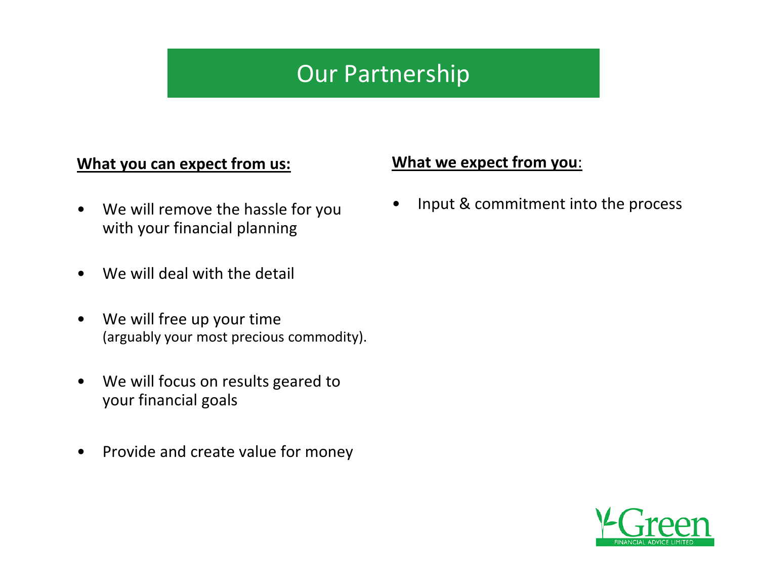# Our Partnership

**What you can expect from us:**

- We will remove the hassle for you with your financial planning
- We will deal with the detail
- We will free up your time (arguably your most precious commodity).
- We will focus on results geared to your financial goals
- Provide and create value for money

**What we expect from you**:

- Input & commitment into the process

Green
FINANCIAL ADVICE LIMITED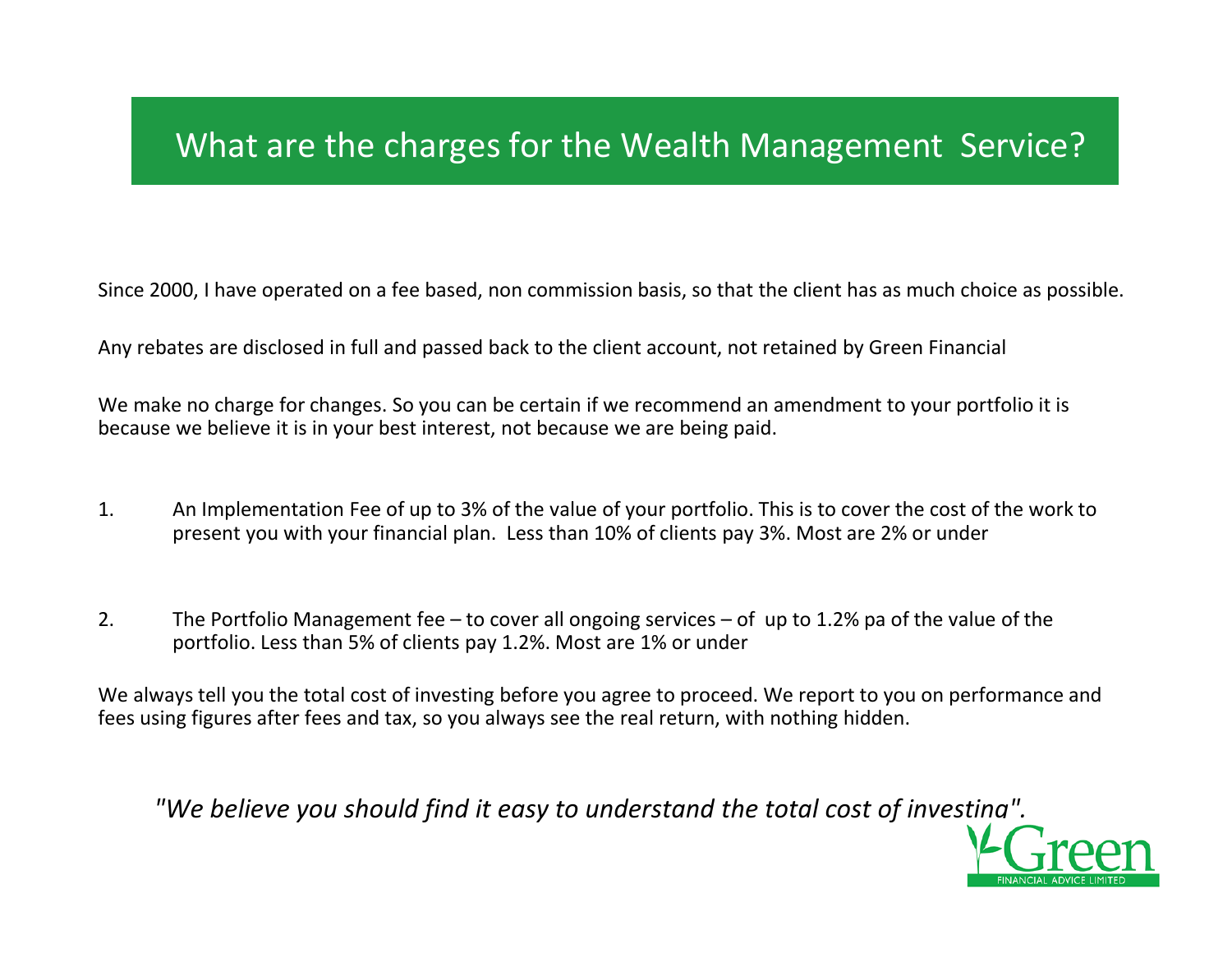# What are the charges for the Wealth Management Service?

Since 2000, I have operated on a fee based, non commission basis, so that the client has as much choice as possible.

Any rebates are disclosed in full and passed back to the client account, not retained by Green Financial

We make no charge for changes. So you can be certain if we recommend an amendment to your portfolio it is because we believe it is in your best interest, not because we are being paid.

1. An Implementation Fee of up to 3% of the value of your portfolio. This is to cover the cost of the work to present you with your financial plan. Less than 10% of clients pay 3%. Most are 2% or under

2. The Portfolio Management fee – to cover all ongoing services – of up to 1.2% pa of the value of the portfolio. Less than 5% of clients pay 1.2%. Most are 1% or under

We always tell you the total cost of investing before you agree to proceed. We report to you on performance and fees using figures after fees and tax, so you always see the real return, with nothing hidden.

*"We believe you should find it easy to understand the total cost of investing".*

Green FINANCIAL ADVICE LIMITED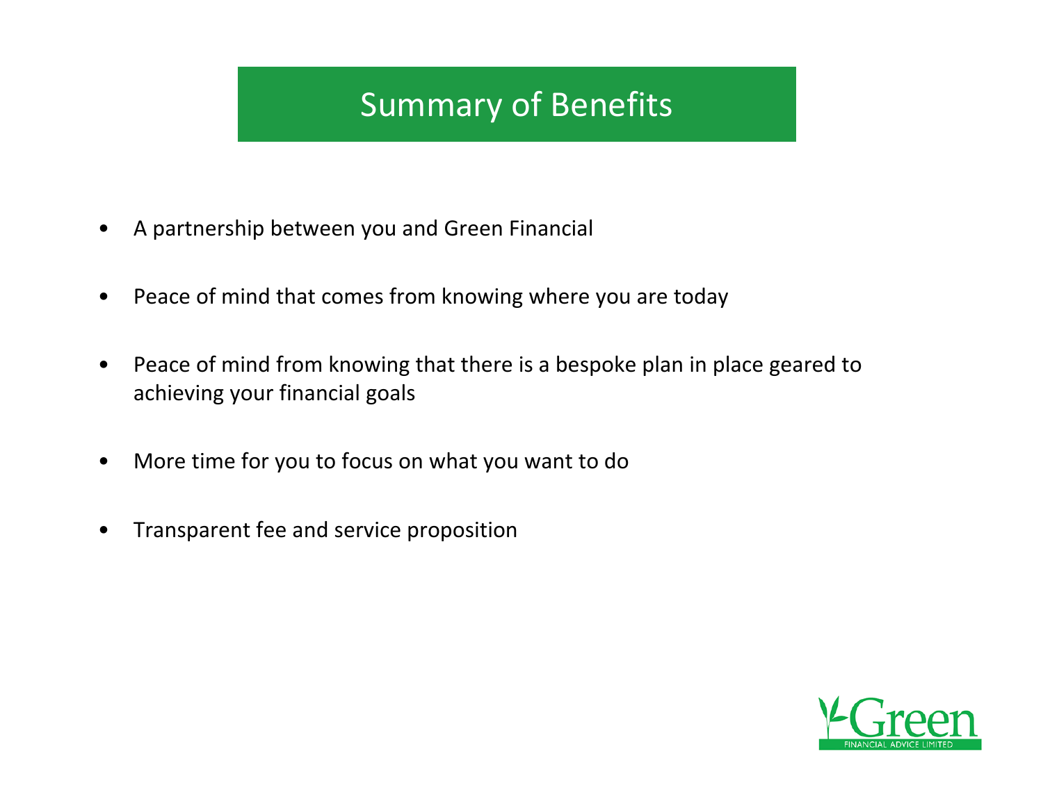# Summary of Benefits

- A partnership between you and Green Financial
- Peace of mind that comes from knowing where you are today
- Peace of mind from knowing that there is a bespoke plan in place geared to achieving your financial goals
- More time for you to focus on what you want to do
- Transparent fee and service proposition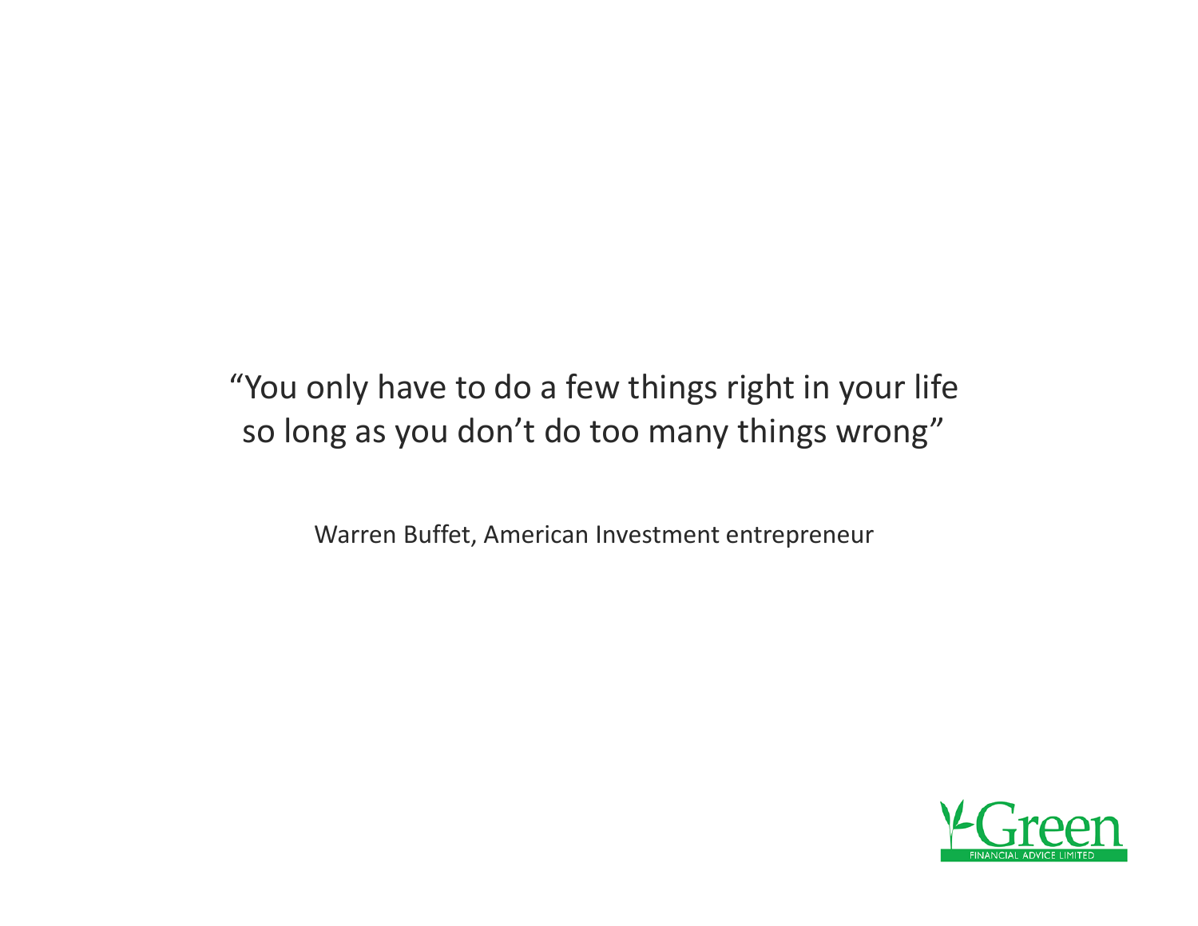"You only have to do a few things right in your life
so long as you don't do too many things wrong"

Warren Buffet, American Investment entrepreneur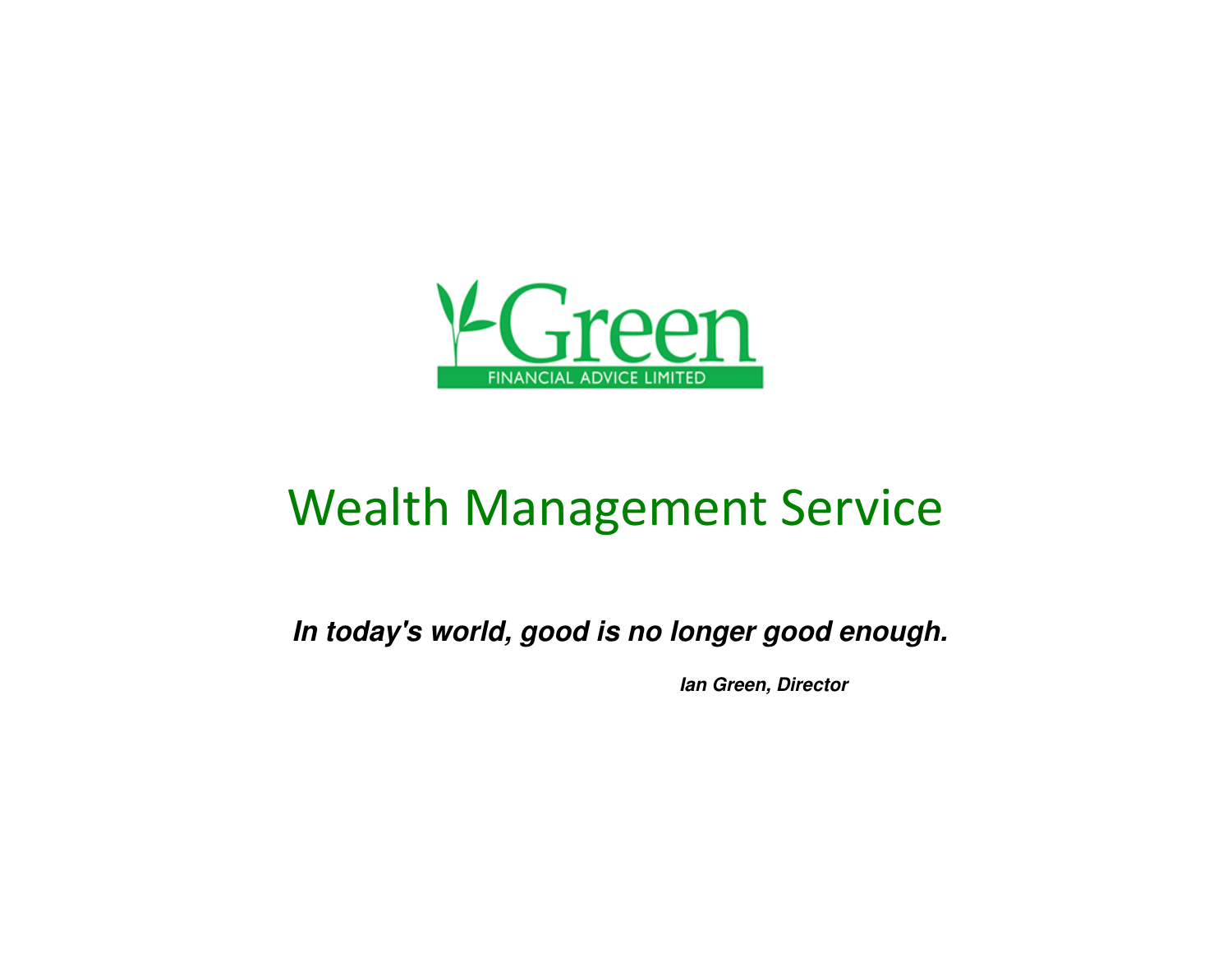Green

FINANCIAL ADVICE LIMITED

# Wealth Management Service

***In today's world, good is no longer good enough.***

***Ian Green, Director***